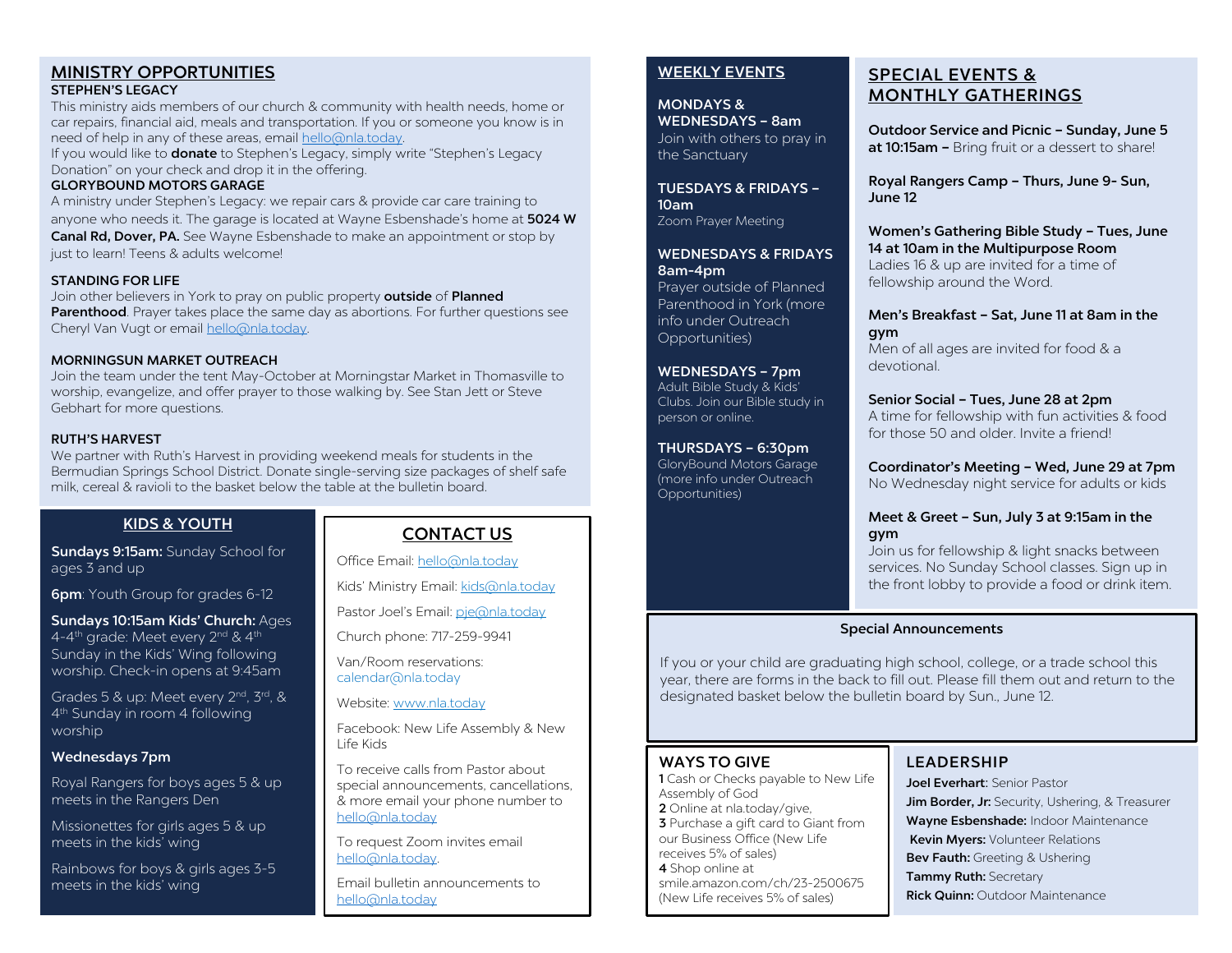## MINISTRY OPPORTUNITIES

**STEPHEN'S LEGACY**

This ministry aids members of our church & community with health needs, home or car repairs, financial aid, meals and transportation. If you or someone you know is in need of help in any of these areas, email hello@nla.today.

If you would like to **donate** to Stephen's Legacy, simply write "Stephen's Legacy Donation" on your check and drop it in the offering.

**GLORYBOUND MOTORS GARAGE**

A ministry under Stephen's Legacy: we repair cars & provide car care training to anyone who needs it. The garage is located at Wayne Esbenshade's home at **5024 W Canal Rd, Dover, PA.** See Wayne Esbenshade to make an appointment or stop by just to learn! Teens & adults welcome!

**STANDING FOR LIFE**

Join other believers in York to pray on public property **outside** of **Planned Parenthood**. Prayer takes place the same day as abortions. For further questions see Cheryl Van Vugt or email hello@nla.today.

**MORNINGSUN MARKET OUTREACH**

Join the team under the tent May-October at Morningstar Market in Thomasville to worship, evangelize, and offer prayer to those walking by. See Stan Jett or Steve Gebhart for more questions.

**RUTH'S HARVEST**

We partner with Ruth's Harvest in providing weekend meals for students in the Bermudian Springs School District. Donate single-serving size packages of shelf safe milk, cereal & ravioli to the basket below the table at the bulletin board.

## KIDS & YOUTH

**Sundays 9:15am:** Sunday School for ages 3 and up

**6pm**: Youth Group for grades 6-12

**Sundays 10:15am Kids' Church:** Ages 4-4th grade: Meet every 2nd & 4th Sunday in the Kids' Wing following worship. Check-in opens at 9:45am

Grades 5 & up: Meet every 2nd, 3rd, & 4th Sunday in room 4 following worship

**Wednesdays 7pm**

Royal Rangers for boys ages 5 & up meets in the Rangers Den

Missionettes for girls ages 5 & up meets in the kids' wing

Rainbows for boys & girls ages 3-5 meets in the kids' wing

## CONTACT US

Office Email: hello@nla.today

Kids' Ministry Email: kids@nla.today

Pastor Joel's Email: pje@nla.today

Church phone: 717-259-9941

Van/Room reservations: calendar@nla.today

Website: www.nla.today

Facebook: New Life Assembly & New Life Kids

To receive calls from Pastor about special announcements, cancellations, & more email your phone number to hello@nla.today

To request Zoom invites email hello@nla.today.

Email bulletin announcements to hello@nla.today

## WEEKLY EVENTS

**MONDAYS & WEDNESDAYS – 8am**
Join with others to pray in the Sanctuary

**TUESDAYS & FRIDAYS – 10am**
Zoom Prayer Meeting

**WEDNESDAYS & FRIDAYS 8am-4pm**
Prayer outside of Planned Parenthood in York (more info under Outreach Opportunities)

**WEDNESDAYS – 7pm**
Adult Bible Study & Kids' Clubs. Join our Bible study in person or online.

**THURSDAYS – 6:30pm**
GloryBound Motors Garage (more info under Outreach Opportunities)

## SPECIAL EVENTS & MONTHLY GATHERINGS

**Outdoor Service and Picnic – Sunday, June 5 at 10:15am –** Bring fruit or a dessert to share!

**Royal Rangers Camp – Thurs, June 9- Sun, June 12**

**Women's Gathering Bible Study – Tues, June 14 at 10am in the Multipurpose Room**
Ladies 16 & up are invited for a time of fellowship around the Word.

**Men's Breakfast – Sat, June 11 at 8am in the gym**
Men of all ages are invited for food & a devotional.

**Senior Social – Tues, June 28 at 2pm**
A time for fellowship with fun activities & food for those 50 and older. Invite a friend!

**Coordinator's Meeting – Wed, June 29 at 7pm**
No Wednesday night service for adults or kids

**Meet & Greet – Sun, July 3 at 9:15am in the gym**
Join us for fellowship & light snacks between services. No Sunday School classes. Sign up in the front lobby to provide a food or drink item.

### Special Announcements

If you or your child are graduating high school, college, or a trade school this year, there are forms in the back to fill out. Please fill them out and return to the designated basket below the bulletin board by Sun., June 12.

## WAYS TO GIVE

**1** Cash or Checks payable to New Life Assembly of God
**2** Online at nla.today/give,
**3** Purchase a gift card to Giant from our Business Office (New Life receives 5% of sales)
**4** Shop online at smile.amazon.com/ch/23-2500675 (New Life receives 5% of sales)

## LEADERSHIP

**Joel Everhart**: Senior Pastor
**Jim Border, Jr:** Security, Ushering, & Treasurer
**Wayne Esbenshade:** Indoor Maintenance
**Kevin Myers:** Volunteer Relations
**Bev Fauth:** Greeting & Ushering
**Tammy Ruth:** Secretary
**Rick Quinn:** Outdoor Maintenance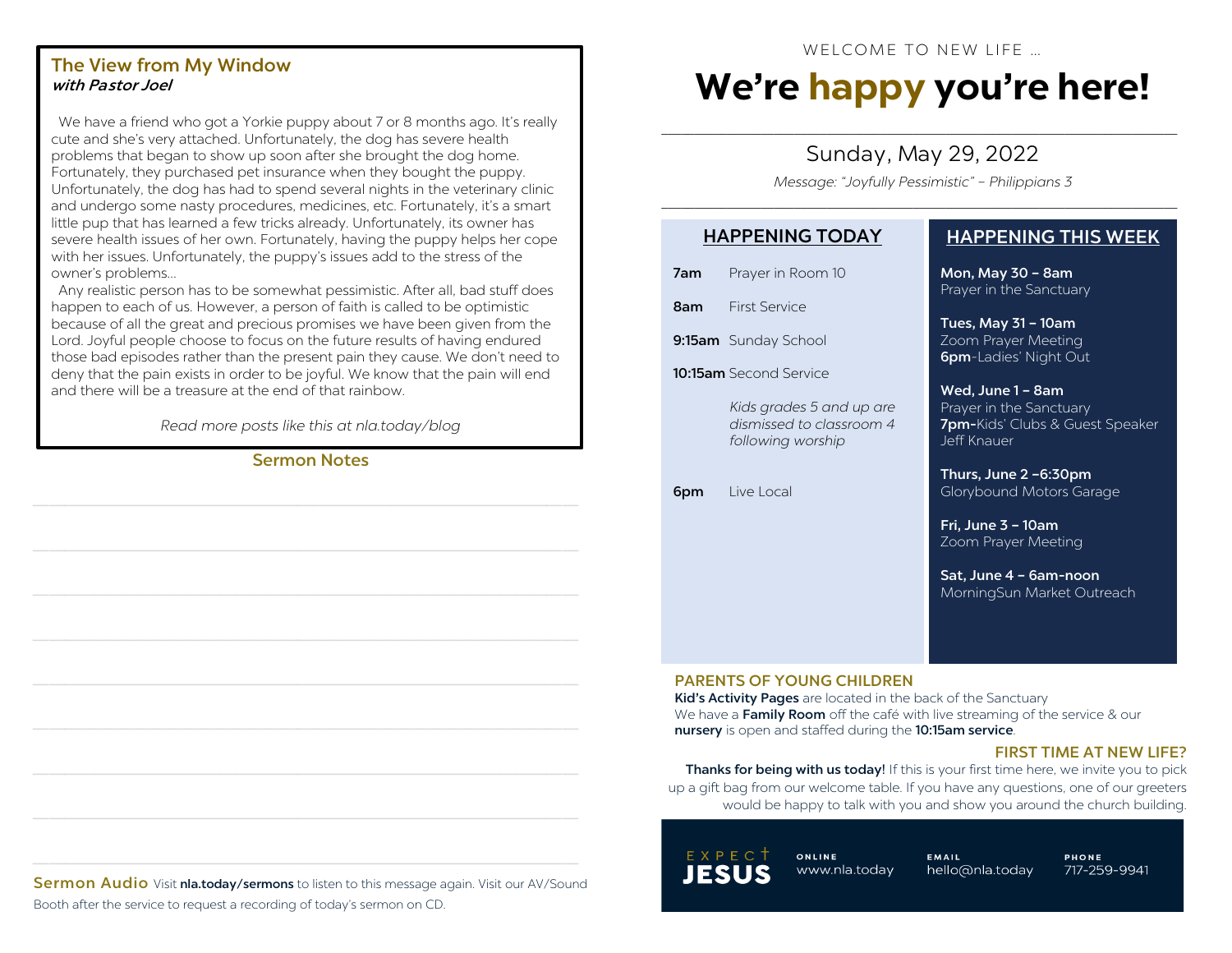## The View from My Window
***with Pastor Joel***

We have a friend who got a Yorkie puppy about 7 or 8 months ago. It's really cute and she's very attached. Unfortunately, the dog has severe health problems that began to show up soon after she brought the dog home. Fortunately, they purchased pet insurance when they bought the puppy. Unfortunately, the dog has had to spend several nights in the veterinary clinic and undergo some nasty procedures, medicines, etc. Fortunately, it's a smart little pup that has learned a few tricks already. Unfortunately, its owner has severe health issues of her own. Fortunately, having the puppy helps her cope with her issues. Unfortunately, the puppy's issues add to the stress of the owner's problems…

Any realistic person has to be somewhat pessimistic. After all, bad stuff does happen to each of us. However, a person of faith is called to be optimistic because of all the great and precious promises we have been given from the Lord. Joyful people choose to focus on the future results of having endured those bad episodes rather than the present pain they cause. We don't need to deny that the pain exists in order to be joyful. We know that the pain will end and there will be a treasure at the end of that rainbow.

*Read more posts like this at nla.today/blog*

### Sermon Notes

\_\_\_\_\_\_\_\_\_\_\_\_\_\_\_\_\_\_\_\_\_\_\_\_\_\_\_\_\_\_\_\_\_\_\_\_\_\_\_\_\_\_\_\_

\_\_\_\_\_\_\_\_\_\_\_\_\_\_\_\_\_\_\_\_\_\_\_\_\_\_\_\_\_\_\_\_\_\_\_\_\_\_\_\_\_\_\_\_

\_\_\_\_\_\_\_\_\_\_\_\_\_\_\_\_\_\_\_\_\_\_\_\_\_\_\_\_\_\_\_\_\_\_\_\_\_\_\_\_\_\_\_\_

\_\_\_\_\_\_\_\_\_\_\_\_\_\_\_\_\_\_\_\_\_\_\_\_\_\_\_\_\_\_\_\_\_\_\_\_\_\_\_\_\_\_\_\_

\_\_\_\_\_\_\_\_\_\_\_\_\_\_\_\_\_\_\_\_\_\_\_\_\_\_\_\_\_\_\_\_\_\_\_\_\_\_\_\_\_\_\_\_

\_\_\_\_\_\_\_\_\_\_\_\_\_\_\_\_\_\_\_\_\_\_\_\_\_\_\_\_\_\_\_\_\_\_\_\_\_\_\_\_\_\_\_\_

\_\_\_\_\_\_\_\_\_\_\_\_\_\_\_\_\_\_\_\_\_\_\_\_\_\_\_\_\_\_\_\_\_\_\_\_\_\_\_\_\_\_\_\_

\_\_\_\_\_\_\_\_\_\_\_\_\_\_\_\_\_\_\_\_\_\_\_\_\_\_\_\_\_\_\_\_\_\_\_\_\_\_\_\_\_\_\_\_

\_\_\_\_\_\_\_\_\_\_\_\_\_\_\_\_\_\_\_\_\_\_\_\_\_\_\_\_\_\_\_\_\_\_\_\_\_\_\_\_\_\_\_\_

**Sermon Audio** Visit **nla.today/sermons** to listen to this message again. Visit our AV/Sound Booth after the service to request a recording of today's sermon on CD.

WELCOME TO NEW LIFE …

# We're happy you're here!

## Sunday, May 29, 2022

*Message: "Joyfully Pessimistic" – Philippians 3*

### HAPPENING TODAY

**7am** Prayer in Room 10

**8am** First Service

**9:15am** Sunday School

**10:15am** Second Service

*Kids grades 5 and up are dismissed to classroom 4 following worship*

**6pm** Live Local

### HAPPENING THIS WEEK

**Mon, May 30 – 8am**
Prayer in the Sanctuary

**Tues, May 31 – 10am**
Zoom Prayer Meeting
**6pm**-Ladies' Night Out

**Wed, June 1 – 8am**
Prayer in the Sanctuary
**7pm**-Kids' Clubs & Guest Speaker Jeff Knauer

**Thurs, June 2 –6:30pm**
Glorybound Motors Garage

**Fri, June 3 – 10am**
Zoom Prayer Meeting

**Sat, June 4 – 6am-noon**
MorningSun Market Outreach

### PARENTS OF YOUNG CHILDREN

**Kid's Activity Pages** are located in the back of the Sanctuary
We have a **Family Room** off the café with live streaming of the service & our **nursery** is open and staffed during the **10:15am service**.

### FIRST TIME AT NEW LIFE?

**Thanks for being with us today!** If this is your first time here, we invite you to pick up a gift bag from our welcome table. If you have any questions, one of our greeters would be happy to talk with you and show you around the church building.

EXPECT JESUS

**ONLINE** www.nla.today

**EMAIL** hello@nla.today

**PHONE** 717-259-9941